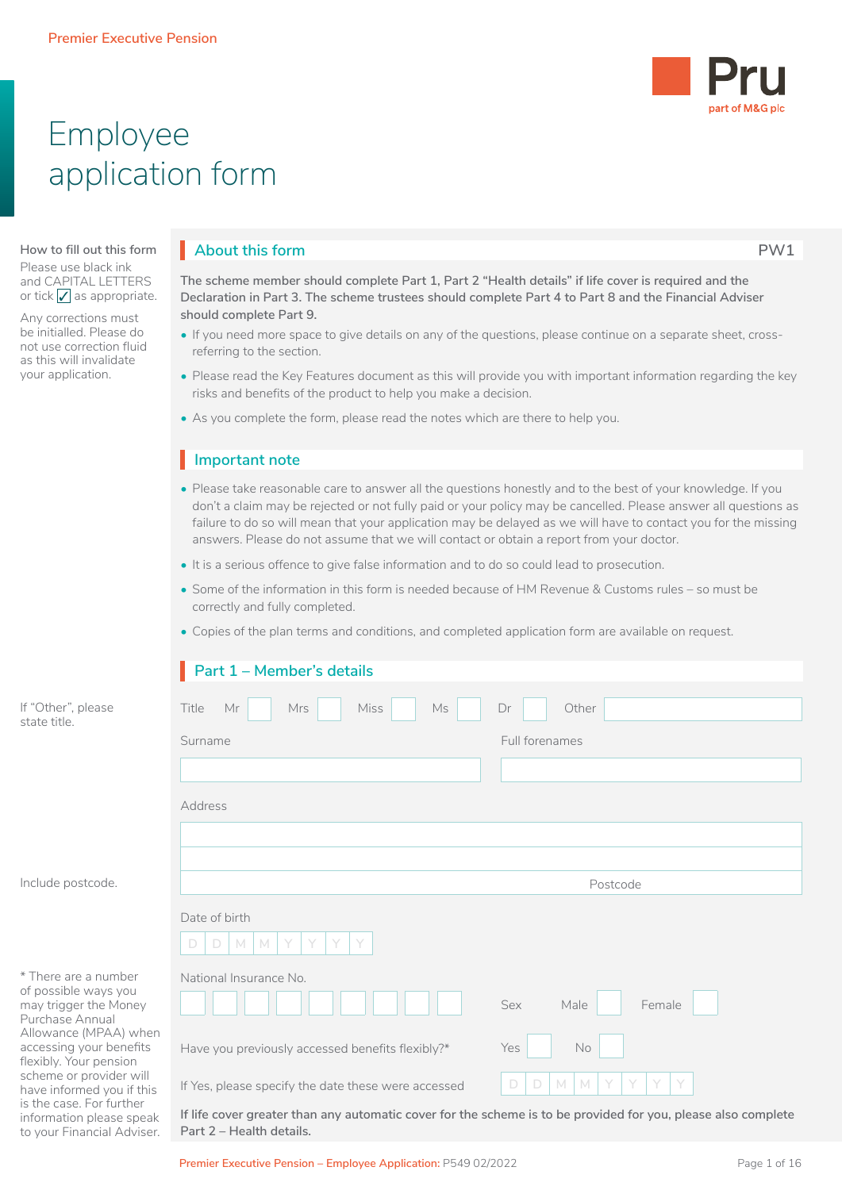Premier Executive Pension

# Employee application form

**How to fill out this form**

Please use black ink and CAPITAL LETTERS or tick ✓ as appropriate.

Any corrections must be initialled. Please do not use correction fluid as this will invalidate your application.

## About this form

PW1

**The scheme member should complete Part 1, Part 2 "Health details" if life cover is required and the Declaration in Part 3. The scheme trustees should complete Part 4 to Part 8 and the Financial Adviser should complete Part 9.**

- If you need more space to give details on any of the questions, please continue on a separate sheet, cross-referring to the section.
- Please read the Key Features document as this will provide you with important information regarding the key risks and benefits of the product to help you make a decision.
- As you complete the form, please read the notes which are there to help you.

## Important note

- Please take reasonable care to answer all the questions honestly and to the best of your knowledge. If you don't a claim may be rejected or not fully paid or your policy may be cancelled. Please answer all questions as failure to do so will mean that your application may be delayed as we will have to contact you for the missing answers. Please do not assume that we will contact or obtain a report from your doctor.
- It is a serious offence to give false information and to do so could lead to prosecution.
- Some of the information in this form is needed because of HM Revenue & Customs rules – so must be correctly and fully completed.
- Copies of the plan terms and conditions, and completed application form are available on request.

## Part 1 – Member's details

If "Other", please state title.

Title Mr ☐ Mrs ☐ Miss ☐ Ms ☐ Dr ☐ Other ______

Surname ______ Full forenames ______

Address ______

Include postcode.

Postcode ______

Date of birth D D M M Y Y Y Y

National Insurance No. ______

Sex Male ☐ Female ☐

Have you previously accessed benefits flexibly?* Yes ☐ No ☐

If Yes, please specify the date these were accessed D D M M Y Y Y Y

\* There are a number of possible ways you may trigger the Money Purchase Annual Allowance (MPAA) when accessing your benefits flexibly. Your pension scheme or provider will have informed you if this is the case. For further information please speak to your Financial Adviser.

**If life cover greater than any automatic cover for the scheme is to be provided for you, please also complete Part 2 – Health details.**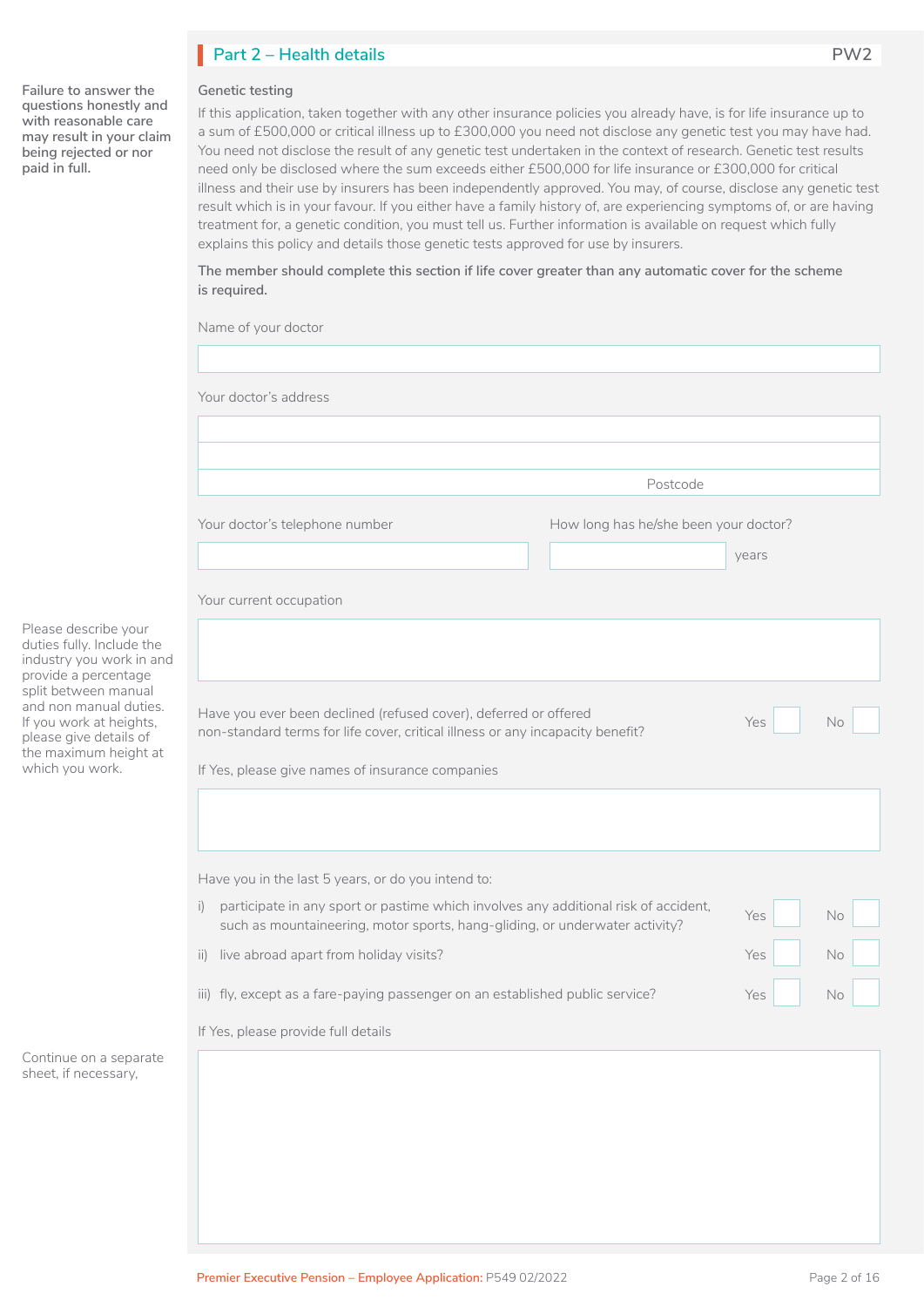## Part 2 – Health details

PW2

**Failure to answer the questions honestly and with reasonable care may result in your claim being rejected or nor paid in full.**

### Genetic testing

If this application, taken together with any other insurance policies you already have, is for life insurance up to a sum of £500,000 or critical illness up to £300,000 you need not disclose any genetic test you may have had. You need not disclose the result of any genetic test undertaken in the context of research. Genetic test results need only be disclosed where the sum exceeds either £500,000 for life insurance or £300,000 for critical illness and their use by insurers has been independently approved. You may, of course, disclose any genetic test result which is in your favour. If you either have a family history of, are experiencing symptoms of, or are having treatment for, a genetic condition, you must tell us. Further information is available on request which fully explains this policy and details those genetic tests approved for use by insurers.

**The member should complete this section if life cover greater than any automatic cover for the scheme is required.**

Name of your doctor

Your doctor's address

Postcode

Your doctor's telephone number

How long has he/she been your doctor? ______ years

Your current occupation

Please describe your duties fully. Include the industry you work in and provide a percentage split between manual and non manual duties. If you work at heights, please give details of the maximum height at which you work.

Have you ever been declined (refused cover), deferred or offered non-standard terms for life cover, critical illness or any incapacity benefit? Yes ☐ No ☐

If Yes, please give names of insurance companies

Have you in the last 5 years, or do you intend to:

i) participate in any sport or pastime which involves any additional risk of accident, such as mountaineering, motor sports, hang-gliding, or underwater activity? Yes ☐ No ☐

ii) live abroad apart from holiday visits? Yes ☐ No ☐

iii) fly, except as a fare-paying passenger on an established public service? Yes ☐ No ☐

If Yes, please provide full details

Continue on a separate sheet, if necessary,

Premier Executive Pension – Employee Application: P549 02/2022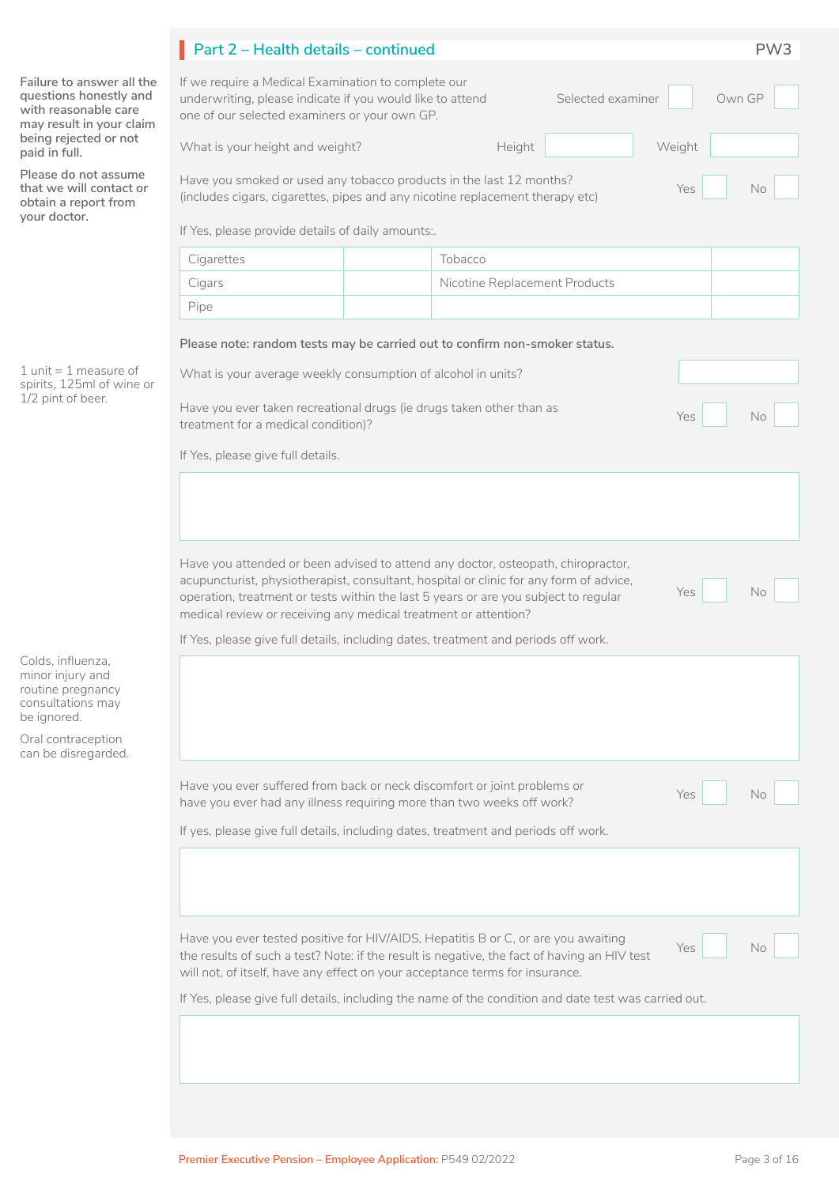## Part 2 – Health details – continued

PW3

**Failure to answer all the questions honestly and with reasonable care may result in your claim being rejected or not paid in full.**

**Please do not assume that we will contact or obtain a report from your doctor.**

If we require a Medical Examination to complete our underwriting, please indicate if you would like to attend one of our selected examiners or your own GP.

Selected examiner ☐  Own GP ☐

What is your height and weight?

Height ______  Weight ______

Have you smoked or used any tobacco products in the last 12 months? (includes cigars, cigarettes, pipes and any nicotine replacement therapy etc)

Yes ☐  No ☐

If Yes, please provide details of daily amounts:.

| | | | |
|---|---|---|---|
| Cigarettes | | Tobacco | |
| Cigars | | Nicotine Replacement Products | |
| Pipe | | | |

**Please note: random tests may be carried out to confirm non-smoker status.**

1 unit = 1 measure of spirits, 125ml of wine or 1/2 pint of beer.

What is your average weekly consumption of alcohol in units? ______

Have you ever taken recreational drugs (ie drugs taken other than as treatment for a medical condition)?

Yes ☐  No ☐

If Yes, please give full details.

______

Have you attended or been advised to attend any doctor, osteopath, chiropractor, acupuncturist, physiotherapist, consultant, hospital or clinic for any form of advice, operation, treatment or tests within the last 5 years or are you subject to regular medical review or receiving any medical treatment or attention?

Yes ☐  No ☐

If Yes, please give full details, including dates, treatment and periods off work.

______

Colds, influenza, minor injury and routine pregnancy consultations may be ignored.

Oral contraception can be disregarded.

Have you ever suffered from back or neck discomfort or joint problems or have you ever had any illness requiring more than two weeks off work?

Yes ☐  No ☐

If yes, please give full details, including dates, treatment and periods off work.

______

Have you ever tested positive for HIV/AIDS, Hepatitis B or C, or are you awaiting the results of such a test? Note: if the result is negative, the fact of having an HIV test will not, of itself, have any effect on your acceptance terms for insurance.

Yes ☐  No ☐

If Yes, please give full details, including the name of the condition and date test was carried out.

______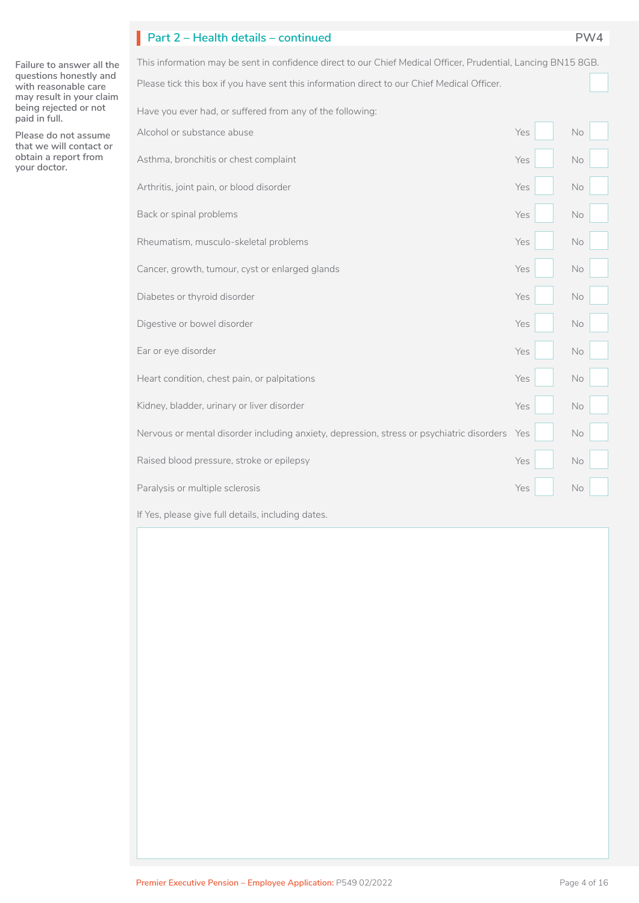## Part 2 – Health details – continued

PW4

**Failure to answer all the questions honestly and with reasonable care may result in your claim being rejected or not paid in full.**

**Please do not assume that we will contact or obtain a report from your doctor.**

This information may be sent in confidence direct to our Chief Medical Officer, Prudential, Lancing BN15 8GB.

Please tick this box if you have sent this information direct to our Chief Medical Officer. ☐

Have you ever had, or suffered from any of the following:

| Condition | Yes | No |
|---|---|---|
| Alcohol or substance abuse | ☐ | ☐ |
| Asthma, bronchitis or chest complaint | ☐ | ☐ |
| Arthritis, joint pain, or blood disorder | ☐ | ☐ |
| Back or spinal problems | ☐ | ☐ |
| Rheumatism, musculo-skeletal problems | ☐ | ☐ |
| Cancer, growth, tumour, cyst or enlarged glands | ☐ | ☐ |
| Diabetes or thyroid disorder | ☐ | ☐ |
| Digestive or bowel disorder | ☐ | ☐ |
| Ear or eye disorder | ☐ | ☐ |
| Heart condition, chest pain, or palpitations | ☐ | ☐ |
| Kidney, bladder, urinary or liver disorder | ☐ | ☐ |
| Nervous or mental disorder including anxiety, depression, stress or psychiatric disorders | ☐ | ☐ |
| Raised blood pressure, stroke or epilepsy | ☐ | ☐ |
| Paralysis or multiple sclerosis | ☐ | ☐ |

If Yes, please give full details, including dates.

Premier Executive Pension – Employee Application: P549 02/2022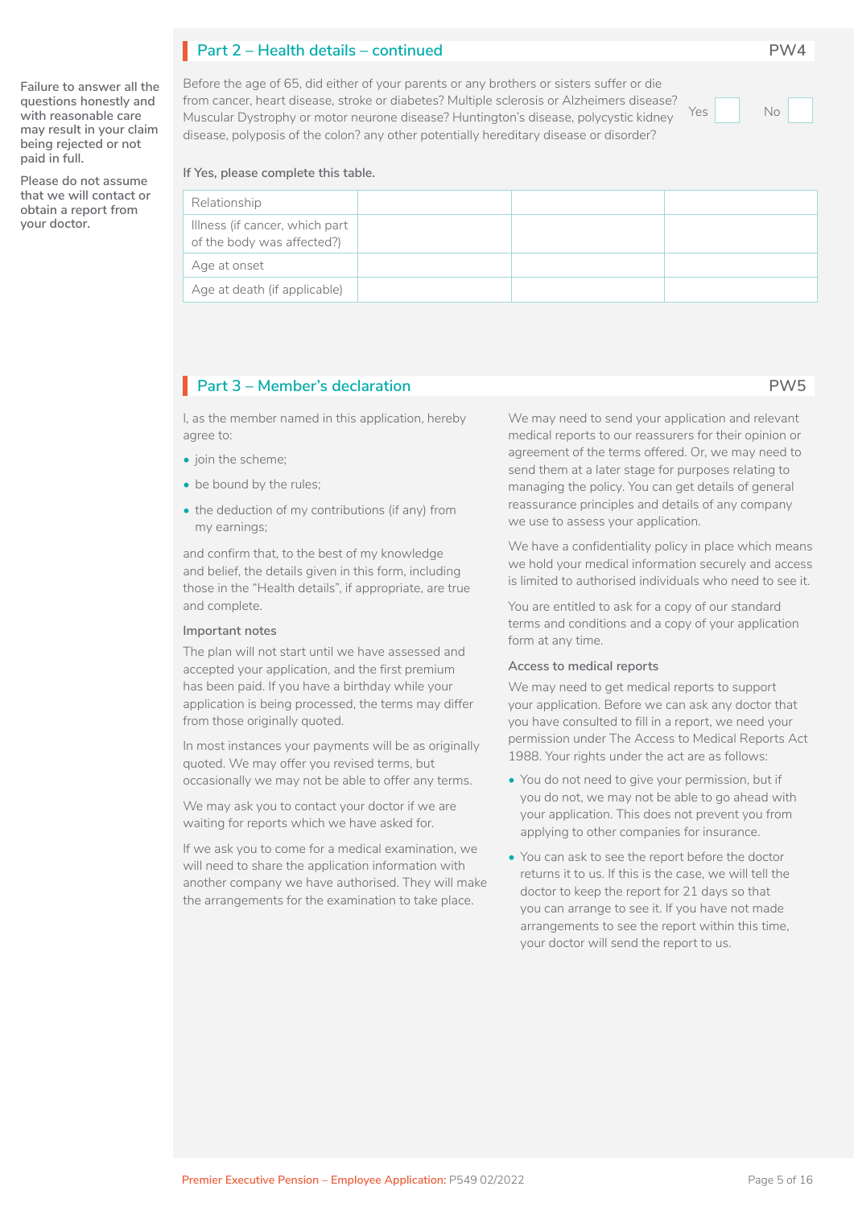## Part 2 – Health details – continued

PW4

**Failure to answer all the questions honestly and with reasonable care may result in your claim being rejected or not paid in full.**

**Please do not assume that we will contact or obtain a report from your doctor.**

Before the age of 65, did either of your parents or any brothers or sisters suffer or die from cancer, heart disease, stroke or diabetes? Multiple sclerosis or Alzheimers disease? Muscular Dystrophy or motor neurone disease? Huntington's disease, polycystic kidney disease, polyposis of the colon? any other potentially hereditary disease or disorder?

Yes ☐ No ☐

**If Yes, please complete this table.**

| Relationship | | | |
|---|---|---|---|
| Illness (if cancer, which part of the body was affected?) | | | |
| Age at onset | | | |
| Age at death (if applicable) | | | |

## Part 3 – Member's declaration

PW5

I, as the member named in this application, hereby agree to:

- join the scheme;
- be bound by the rules;
- the deduction of my contributions (if any) from my earnings;

and confirm that, to the best of my knowledge and belief, the details given in this form, including those in the "Health details", if appropriate, are true and complete.

### Important notes

The plan will not start until we have assessed and accepted your application, and the first premium has been paid. If you have a birthday while your application is being processed, the terms may differ from those originally quoted.

In most instances your payments will be as originally quoted. We may offer you revised terms, but occasionally we may not be able to offer any terms.

We may ask you to contact your doctor if we are waiting for reports which we have asked for.

If we ask you to come for a medical examination, we will need to share the application information with another company we have authorised. They will make the arrangements for the examination to take place.

We may need to send your application and relevant medical reports to our reassurers for their opinion or agreement of the terms offered. Or, we may need to send them at a later stage for purposes relating to managing the policy. You can get details of general reassurance principles and details of any company we use to assess your application.

We have a confidentiality policy in place which means we hold your medical information securely and access is limited to authorised individuals who need to see it.

You are entitled to ask for a copy of our standard terms and conditions and a copy of your application form at any time.

### Access to medical reports

We may need to get medical reports to support your application. Before we can ask any doctor that you have consulted to fill in a report, we need your permission under The Access to Medical Reports Act 1988. Your rights under the act are as follows:

- You do not need to give your permission, but if you do not, we may not be able to go ahead with your application. This does not prevent you from applying to other companies for insurance.
- You can ask to see the report before the doctor returns it to us. If this is the case, we will tell the doctor to keep the report for 21 days so that you can arrange to see it. If you have not made arrangements to see the report within this time, your doctor will send the report to us.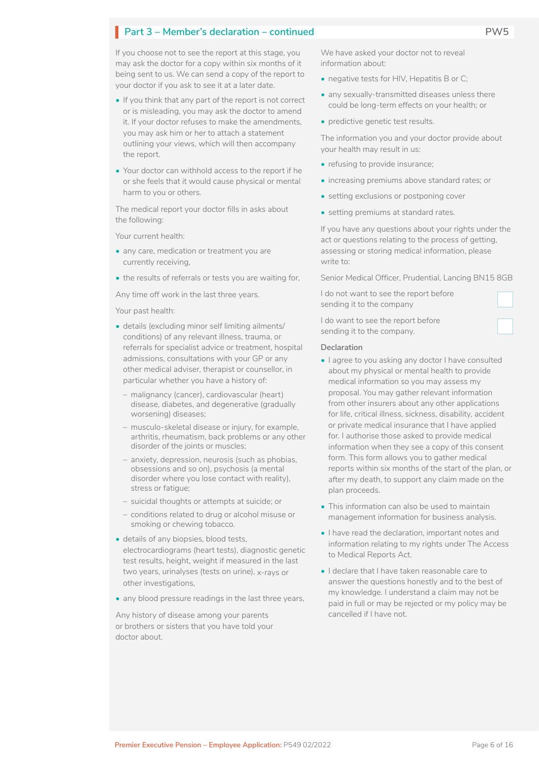## Part 3 – Member's declaration – continued

PW5

If you choose not to see the report at this stage, you may ask the doctor for a copy within six months of it being sent to us. We can send a copy of the report to your doctor if you ask to see it at a later date.

- If you think that any part of the report is not correct or is misleading, you may ask the doctor to amend it. If your doctor refuses to make the amendments, you may ask him or her to attach a statement outlining your views, which will then accompany the report.
- Your doctor can withhold access to the report if he or she feels that it would cause physical or mental harm to you or others.

The medical report your doctor fills in asks about the following:

Your current health:

- any care, medication or treatment you are currently receiving,
- the results of referrals or tests you are waiting for,

Any time off work in the last three years.

Your past health:

- details (excluding minor self limiting ailments/ conditions) of any relevant illness, trauma, or referrals for specialist advice or treatment, hospital admissions, consultations with your GP or any other medical adviser, therapist or counsellor, in particular whether you have a history of:
  - malignancy (cancer), cardiovascular (heart) disease, diabetes, and degenerative (gradually worsening) diseases;
  - musculo-skeletal disease or injury, for example, arthritis, rheumatism, back problems or any other disorder of the joints or muscles;
  - anxiety, depression, neurosis (such as phobias, obsessions and so on), psychosis (a mental disorder where you lose contact with reality), stress or fatigue;
  - suicidal thoughts or attempts at suicide; or
  - conditions related to drug or alcohol misuse or smoking or chewing tobacco.
- details of any biopsies, blood tests, electrocardiograms (heart tests), diagnostic genetic test results, height, weight if measured in the last two years, urinalyses (tests on urine), x-rays or other investigations,
- any blood pressure readings in the last three years,

Any history of disease among your parents or brothers or sisters that you have told your doctor about.

We have asked your doctor not to reveal information about:

- negative tests for HIV, Hepatitis B or C;
- any sexually-transmitted diseases unless there could be long-term effects on your health; or
- predictive genetic test results.

The information you and your doctor provide about your health may result in us:

- refusing to provide insurance;
- increasing premiums above standard rates; or
- setting exclusions or postponing cover
- setting premiums at standard rates.

If you have any questions about your rights under the act or questions relating to the process of getting, assessing or storing medical information, please write to:

Senior Medical Officer, Prudential, Lancing BN15 8GB

I do not want to see the report before sending it to the company ☐

I do want to see the report before sending it to the company. ☐

### Declaration

- I agree to you asking any doctor I have consulted about my physical or mental health to provide medical information so you may assess my proposal. You may gather relevant information from other insurers about any other applications for life, critical illness, sickness, disability, accident or private medical insurance that I have applied for. I authorise those asked to provide medical information when they see a copy of this consent form. This form allows you to gather medical reports within six months of the start of the plan, or after my death, to support any claim made on the plan proceeds.
- This information can also be used to maintain management information for business analysis.
- I have read the declaration, important notes and information relating to my rights under The Access to Medical Reports Act.
- I declare that I have taken reasonable care to answer the questions honestly and to the best of my knowledge. I understand a claim may not be paid in full or may be rejected or my policy may be cancelled if I have not.

Premier Executive Pension – Employee Application: P549 02/2022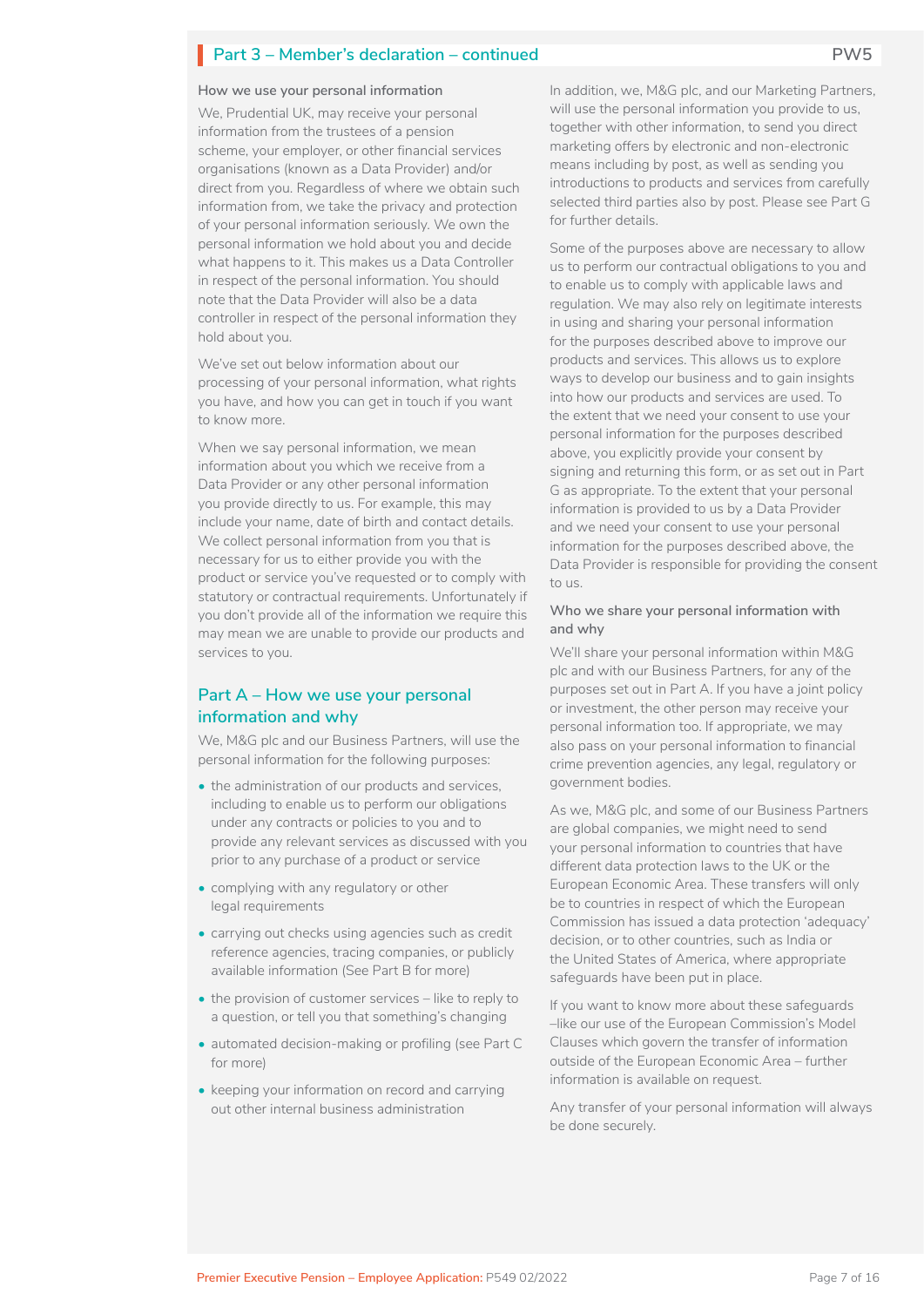## Part 3 – Member's declaration – continued

PW5

### How we use your personal information

We, Prudential UK, may receive your personal information from the trustees of a pension scheme, your employer, or other financial services organisations (known as a Data Provider) and/or direct from you. Regardless of where we obtain such information from, we take the privacy and protection of your personal information seriously. We own the personal information we hold about you and decide what happens to it. This makes us a Data Controller in respect of the personal information. You should note that the Data Provider will also be a data controller in respect of the personal information they hold about you.

We've set out below information about our processing of your personal information, what rights you have, and how you can get in touch if you want to know more.

When we say personal information, we mean information about you which we receive from a Data Provider or any other personal information you provide directly to us. For example, this may include your name, date of birth and contact details. We collect personal information from you that is necessary for us to either provide you with the product or service you've requested or to comply with statutory or contractual requirements. Unfortunately if you don't provide all of the information we require this may mean we are unable to provide our products and services to you.

### Part A – How we use your personal information and why

We, M&G plc and our Business Partners, will use the personal information for the following purposes:

- the administration of our products and services, including to enable us to perform our obligations under any contracts or policies to you and to provide any relevant services as discussed with you prior to any purchase of a product or service
- complying with any regulatory or other legal requirements
- carrying out checks using agencies such as credit reference agencies, tracing companies, or publicly available information (See Part B for more)
- the provision of customer services – like to reply to a question, or tell you that something's changing
- automated decision-making or profiling (see Part C for more)
- keeping your information on record and carrying out other internal business administration

In addition, we, M&G plc, and our Marketing Partners, will use the personal information you provide to us, together with other information, to send you direct marketing offers by electronic and non-electronic means including by post, as well as sending you introductions to products and services from carefully selected third parties also by post. Please see Part G for further details.

Some of the purposes above are necessary to allow us to perform our contractual obligations to you and to enable us to comply with applicable laws and regulation. We may also rely on legitimate interests in using and sharing your personal information for the purposes described above to improve our products and services. This allows us to explore ways to develop our business and to gain insights into how our products and services are used. To the extent that we need your consent to use your personal information for the purposes described above, you explicitly provide your consent by signing and returning this form, or as set out in Part G as appropriate. To the extent that your personal information is provided to us by a Data Provider and we need your consent to use your personal information for the purposes described above, the Data Provider is responsible for providing the consent to us.

### Who we share your personal information with and why

We'll share your personal information within M&G plc and with our Business Partners, for any of the purposes set out in Part A. If you have a joint policy or investment, the other person may receive your personal information too. If appropriate, we may also pass on your personal information to financial crime prevention agencies, any legal, regulatory or government bodies.

As we, M&G plc, and some of our Business Partners are global companies, we might need to send your personal information to countries that have different data protection laws to the UK or the European Economic Area. These transfers will only be to countries in respect of which the European Commission has issued a data protection 'adequacy' decision, or to other countries, such as India or the United States of America, where appropriate safeguards have been put in place.

If you want to know more about these safeguards –like our use of the European Commission's Model Clauses which govern the transfer of information outside of the European Economic Area – further information is available on request.

Any transfer of your personal information will always be done securely.

Premier Executive Pension – Employee Application: P549 02/2022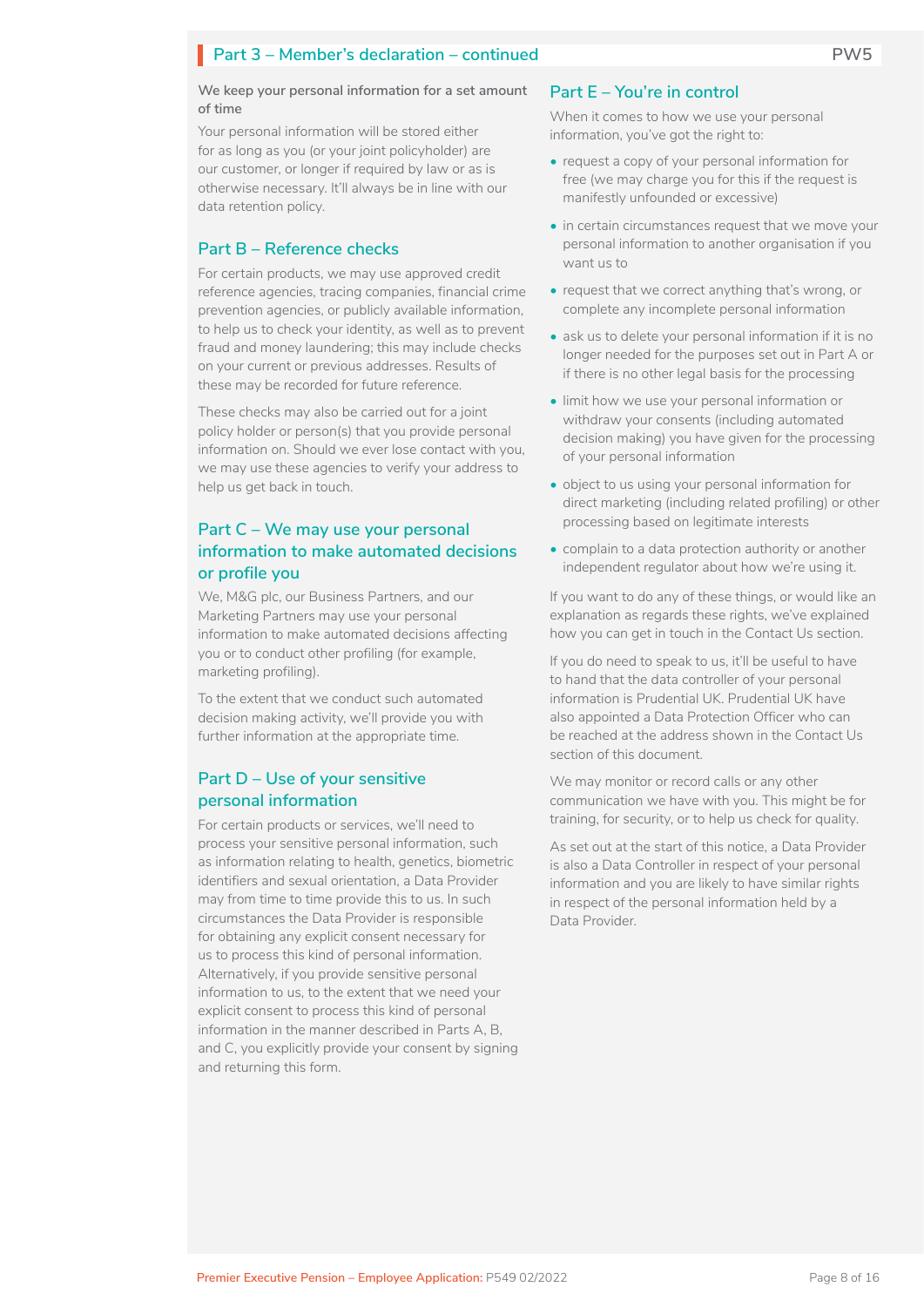## Part 3 – Member's declaration – continued

**We keep your personal information for a set amount of time**

Your personal information will be stored either for as long as you (or your joint policyholder) are our customer, or longer if required by law or as is otherwise necessary. It'll always be in line with our data retention policy.

### Part B – Reference checks

For certain products, we may use approved credit reference agencies, tracing companies, financial crime prevention agencies, or publicly available information, to help us to check your identity, as well as to prevent fraud and money laundering; this may include checks on your current or previous addresses. Results of these may be recorded for future reference.

These checks may also be carried out for a joint policy holder or person(s) that you provide personal information on. Should we ever lose contact with you, we may use these agencies to verify your address to help us get back in touch.

### Part C – We may use your personal information to make automated decisions or profile you

We, M&G plc, our Business Partners, and our Marketing Partners may use your personal information to make automated decisions affecting you or to conduct other profiling (for example, marketing profiling).

To the extent that we conduct such automated decision making activity, we'll provide you with further information at the appropriate time.

### Part D – Use of your sensitive personal information

For certain products or services, we'll need to process your sensitive personal information, such as information relating to health, genetics, biometric identifiers and sexual orientation, a Data Provider may from time to time provide this to us. In such circumstances the Data Provider is responsible for obtaining any explicit consent necessary for us to process this kind of personal information. Alternatively, if you provide sensitive personal information to us, to the extent that we need your explicit consent to process this kind of personal information in the manner described in Parts A, B, and C, you explicitly provide your consent by signing and returning this form.

### Part E – You're in control

When it comes to how we use your personal information, you've got the right to:

- request a copy of your personal information for free (we may charge you for this if the request is manifestly unfounded or excessive)
- in certain circumstances request that we move your personal information to another organisation if you want us to
- request that we correct anything that's wrong, or complete any incomplete personal information
- ask us to delete your personal information if it is no longer needed for the purposes set out in Part A or if there is no other legal basis for the processing
- limit how we use your personal information or withdraw your consents (including automated decision making) you have given for the processing of your personal information
- object to us using your personal information for direct marketing (including related profiling) or other processing based on legitimate interests
- complain to a data protection authority or another independent regulator about how we're using it.

If you want to do any of these things, or would like an explanation as regards these rights, we've explained how you can get in touch in the Contact Us section.

If you do need to speak to us, it'll be useful to have to hand that the data controller of your personal information is Prudential UK. Prudential UK have also appointed a Data Protection Officer who can be reached at the address shown in the Contact Us section of this document.

We may monitor or record calls or any other communication we have with you. This might be for training, for security, or to help us check for quality.

As set out at the start of this notice, a Data Provider is also a Data Controller in respect of your personal information and you are likely to have similar rights in respect of the personal information held by a Data Provider.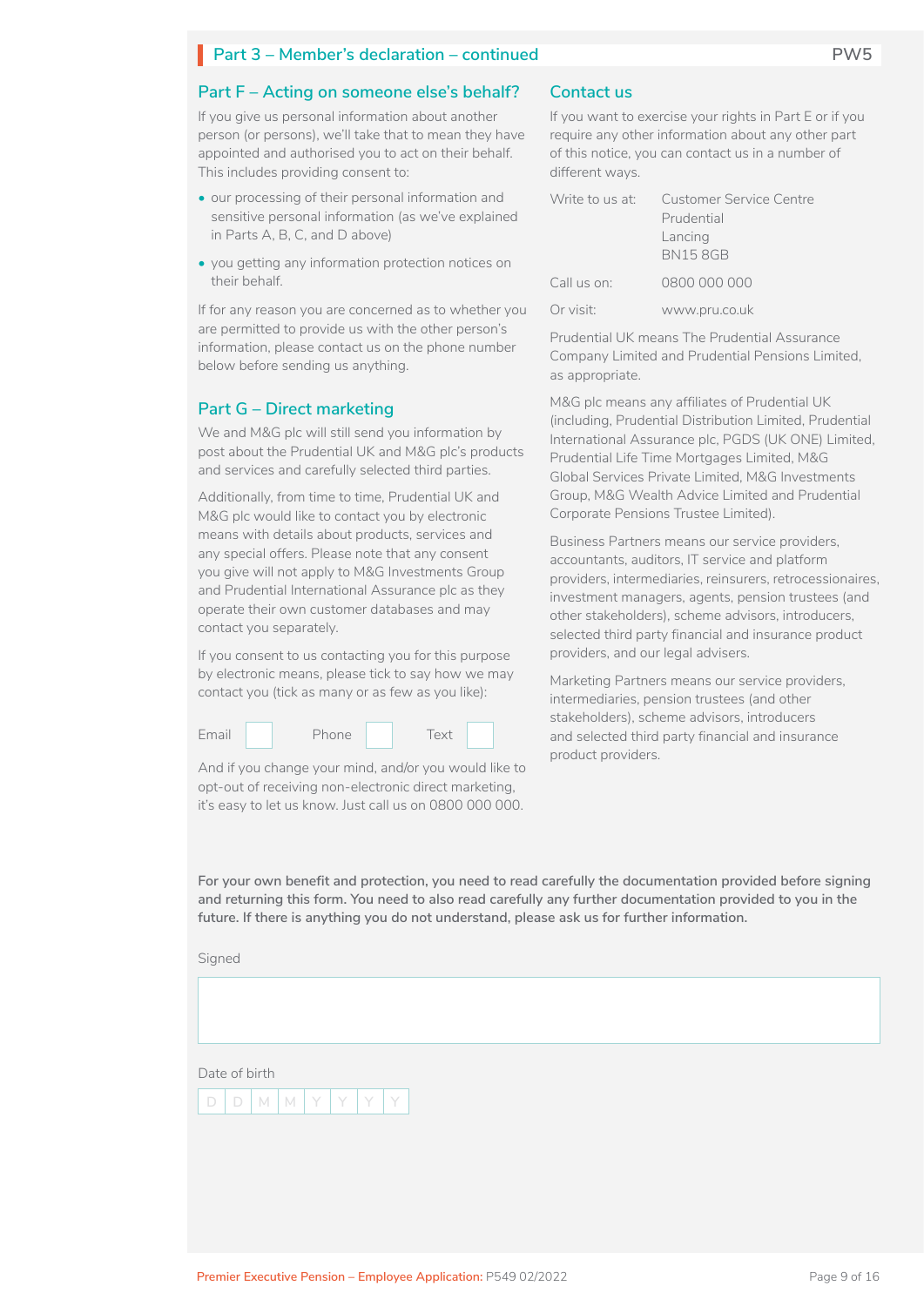## Part 3 – Member's declaration – continued

PW5

### Part F – Acting on someone else's behalf?

If you give us personal information about another person (or persons), we'll take that to mean they have appointed and authorised you to act on their behalf. This includes providing consent to:

- our processing of their personal information and sensitive personal information (as we've explained in Parts A, B, C, and D above)
- you getting any information protection notices on their behalf.

If for any reason you are concerned as to whether you are permitted to provide us with the other person's information, please contact us on the phone number below before sending us anything.

### Part G – Direct marketing

We and M&G plc will still send you information by post about the Prudential UK and M&G plc's products and services and carefully selected third parties.

Additionally, from time to time, Prudential UK and M&G plc would like to contact you by electronic means with details about products, services and any special offers. Please note that any consent you give will not apply to M&G Investments Group and Prudential International Assurance plc as they operate their own customer databases and may contact you separately.

If you consent to us contacting you for this purpose by electronic means, please tick to say how we may contact you (tick as many or as few as you like):

Email ☐ Phone ☐ Text ☐

And if you change your mind, and/or you would like to opt-out of receiving non-electronic direct marketing, it's easy to let us know. Just call us on 0800 000 000.

### Contact us

If you want to exercise your rights in Part E or if you require any other information about any other part of this notice, you can contact us in a number of different ways.

| | |
|---|---|
| Write to us at: | Customer Service Centre<br>Prudential<br>Lancing<br>BN15 8GB |
| Call us on: | 0800 000 000 |
| Or visit: | www.pru.co.uk |

Prudential UK means The Prudential Assurance Company Limited and Prudential Pensions Limited, as appropriate.

M&G plc means any affiliates of Prudential UK (including, Prudential Distribution Limited, Prudential International Assurance plc, PGDS (UK ONE) Limited, Prudential Life Time Mortgages Limited, M&G Global Services Private Limited, M&G Investments Group, M&G Wealth Advice Limited and Prudential Corporate Pensions Trustee Limited).

Business Partners means our service providers, accountants, auditors, IT service and platform providers, intermediaries, reinsurers, retrocessionaires, investment managers, agents, pension trustees (and other stakeholders), scheme advisors, introducers, selected third party financial and insurance product providers, and our legal advisers.

Marketing Partners means our service providers, intermediaries, pension trustees (and other stakeholders), scheme advisors, introducers and selected third party financial and insurance product providers.

**For your own benefit and protection, you need to read carefully the documentation provided before signing and returning this form. You need to also read carefully any further documentation provided to you in the future. If there is anything you do not understand, please ask us for further information.**

Signed

Date of birth

D D M M Y Y Y Y

Premier Executive Pension – Employee Application: P549 02/2022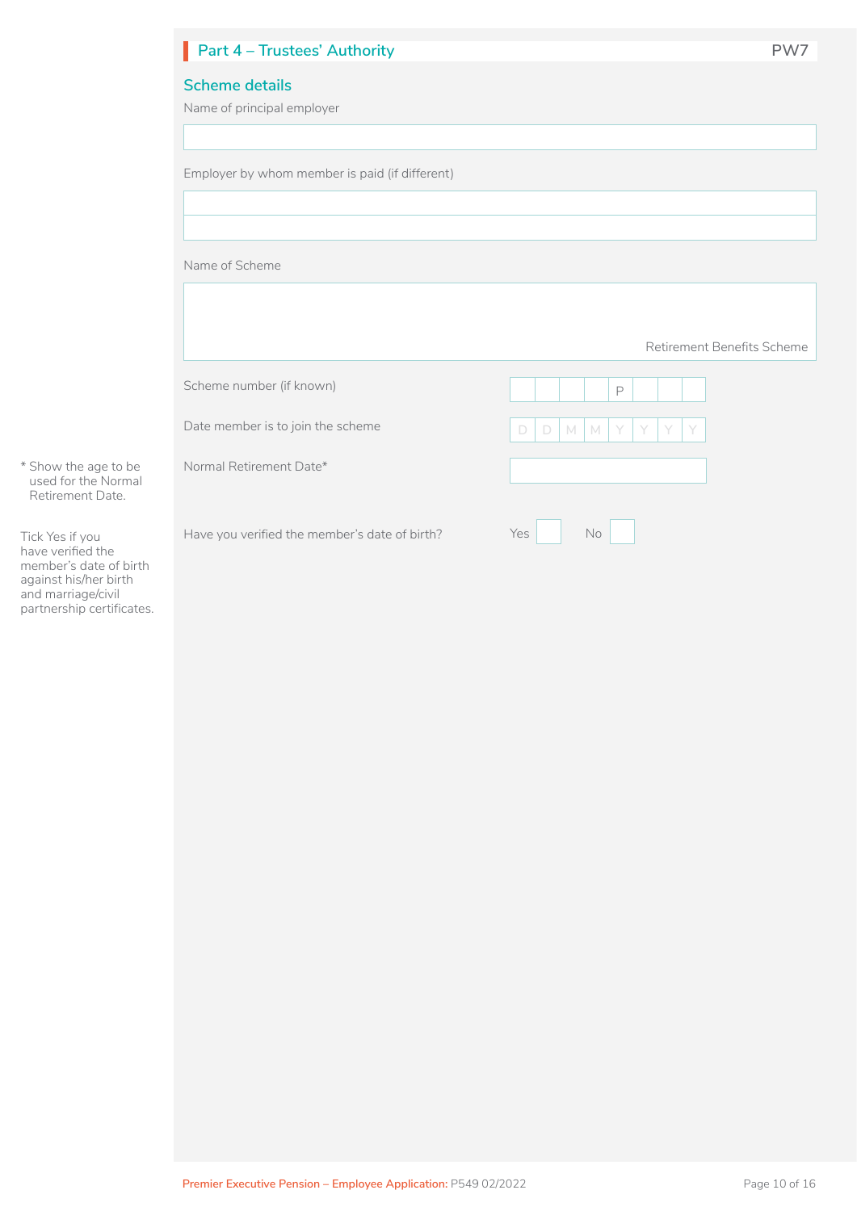## Part 4 – Trustees' Authority

PW7

### Scheme details

Name of principal employer

Employer by whom member is paid (if different)

Name of Scheme

Retirement Benefits Scheme

Scheme number (if known)

| | | | | P | | | |
|---|---|---|---|---|---|---|---|

Date member is to join the scheme

| D | D | M | M | Y | Y | Y | Y |
|---|---|---|---|---|---|---|---|

Normal Retirement Date*

\* Show the age to be used for the Normal Retirement Date.

Have you verified the member's date of birth? Yes ☐ No ☐

Tick Yes if you have verified the member's date of birth against his/her birth and marriage/civil partnership certificates.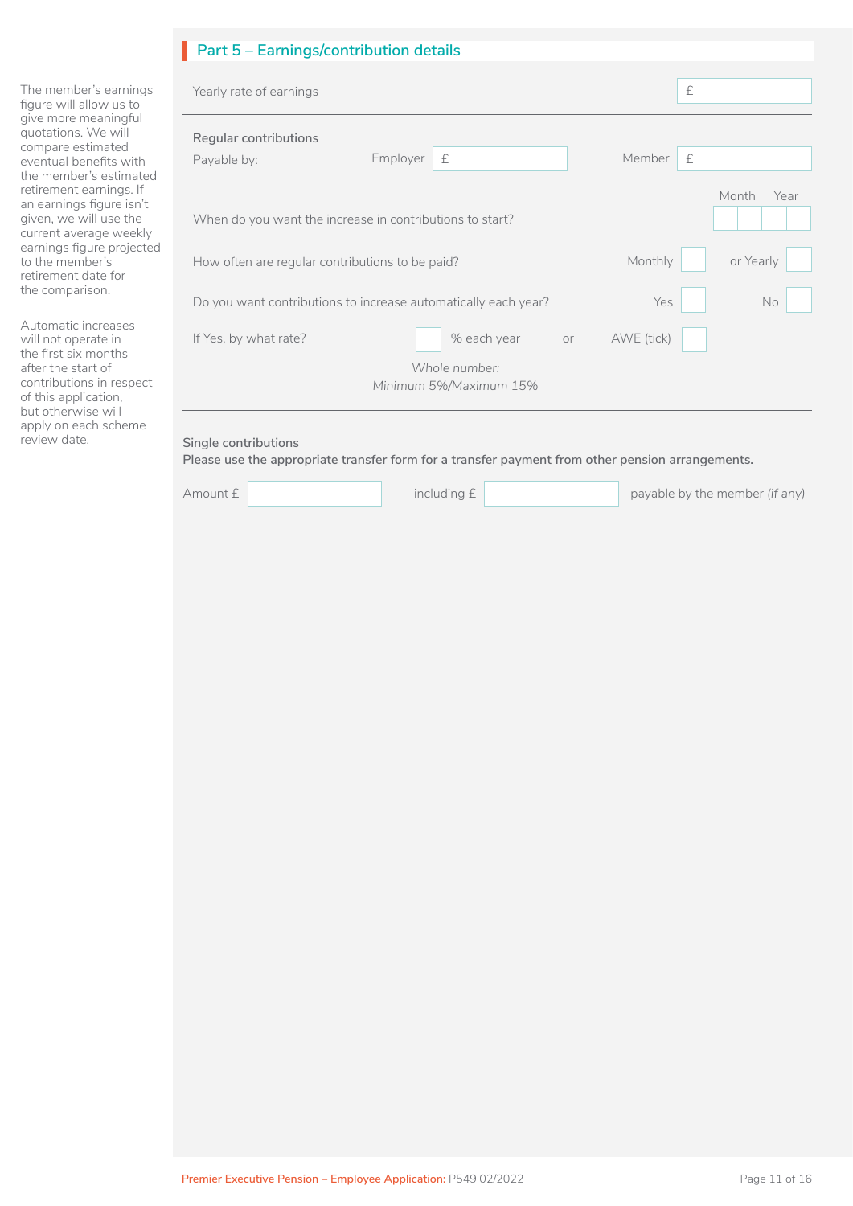## Part 5 – Earnings/contribution details

The member's earnings figure will allow us to give more meaningful quotations. We will compare estimated eventual benefits with the member's estimated retirement earnings. If an earnings figure isn't given, we will use the current average weekly earnings figure projected to the member's retirement date for the comparison.

Automatic increases will not operate in the first six months after the start of contributions in respect of this application, but otherwise will apply on each scheme review date.

Yearly rate of earnings £ ____

**Regular contributions**

Payable by: Employer £ ____ Member £ ____

When do you want the increase in contributions to start? Month __ __ Year __ __

How often are regular contributions to be paid? Monthly ☐ or Yearly ☐

Do you want contributions to increase automatically each year? Yes ☐ No ☐

If Yes, by what rate? ☐ % each year or AWE (tick) ☐

*Whole number: Minimum 5%/Maximum 15%*

**Single contributions**

**Please use the appropriate transfer form for a transfer payment from other pension arrangements.**

Amount £ ____ including £ ____ payable by the member *(if any)*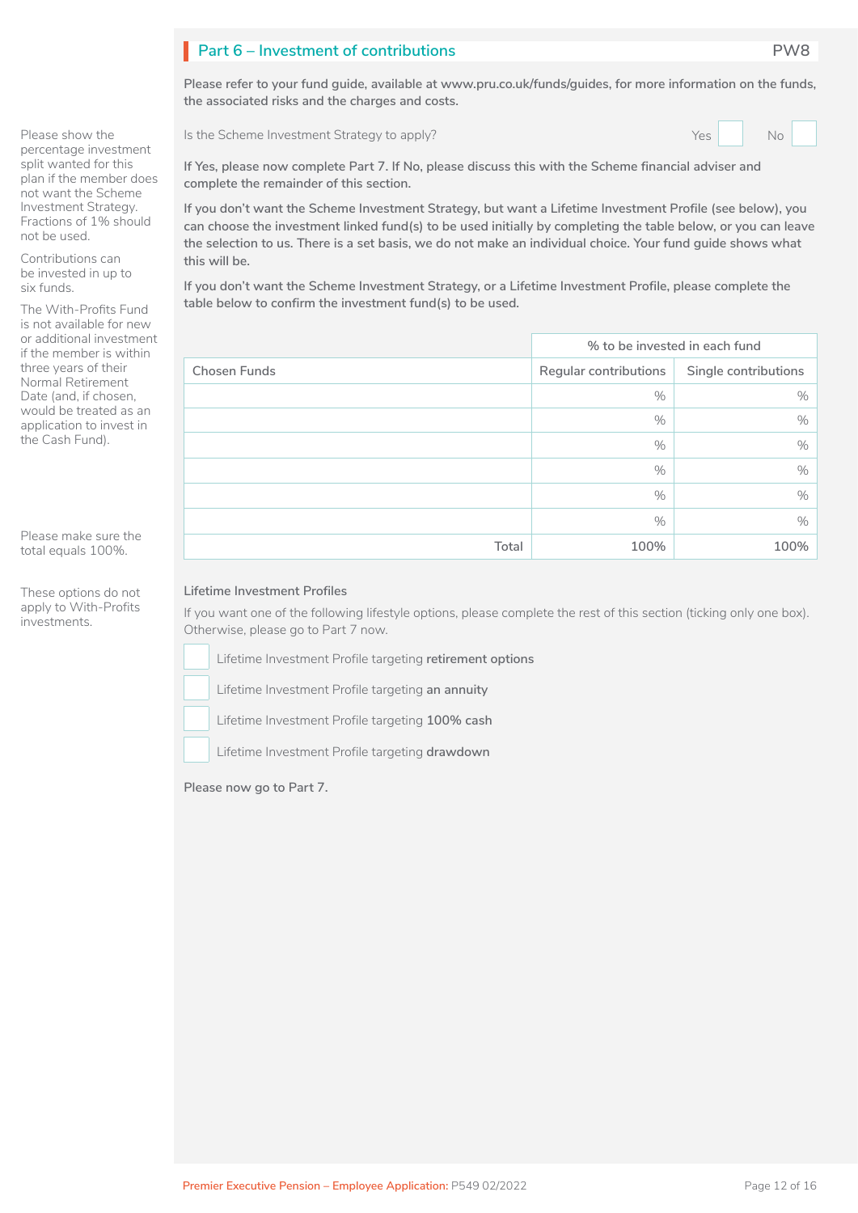## Part 6 – Investment of contributions

PW8

**Please refer to your fund guide, available at www.pru.co.uk/funds/guides, for more information on the funds, the associated risks and the charges and costs.**

Please show the percentage investment split wanted for this plan if the member does not want the Scheme Investment Strategy. Fractions of 1% should not be used.

Contributions can be invested in up to six funds.

The With-Profits Fund is not available for new or additional investment if the member is within three years of their Normal Retirement Date (and, if chosen, would be treated as an application to invest in the Cash Fund).

Is the Scheme Investment Strategy to apply? Yes ☐ No ☐

**If Yes, please now complete Part 7. If No, please discuss this with the Scheme financial adviser and complete the remainder of this section.**

**If you don't want the Scheme Investment Strategy, but want a Lifetime Investment Profile (see below), you can choose the investment linked fund(s) to be used initially by completing the table below, or you can leave the selection to us. There is a set basis, we do not make an individual choice. Your fund guide shows what this will be.**

**If you don't want the Scheme Investment Strategy, or a Lifetime Investment Profile, please complete the table below to confirm the investment fund(s) to be used.**

| | % to be invested in each fund | |
|---|---|---|
| Chosen Funds | Regular contributions | Single contributions |
| | % | % |
| | % | % |
| | % | % |
| | % | % |
| | % | % |
| | % | % |
| Total | 100% | 100% |

Please make sure the total equals 100%.

### Lifetime Investment Profiles

These options do not apply to With-Profits investments.

If you want one of the following lifestyle options, please complete the rest of this section (ticking only one box). Otherwise, please go to Part 7 now.

☐ Lifetime Investment Profile targeting **retirement options**

☐ Lifetime Investment Profile targeting **an annuity**

☐ Lifetime Investment Profile targeting **100% cash**

☐ Lifetime Investment Profile targeting **drawdown**

**Please now go to Part 7.**

Premier Executive Pension – Employee Application: P549 02/2022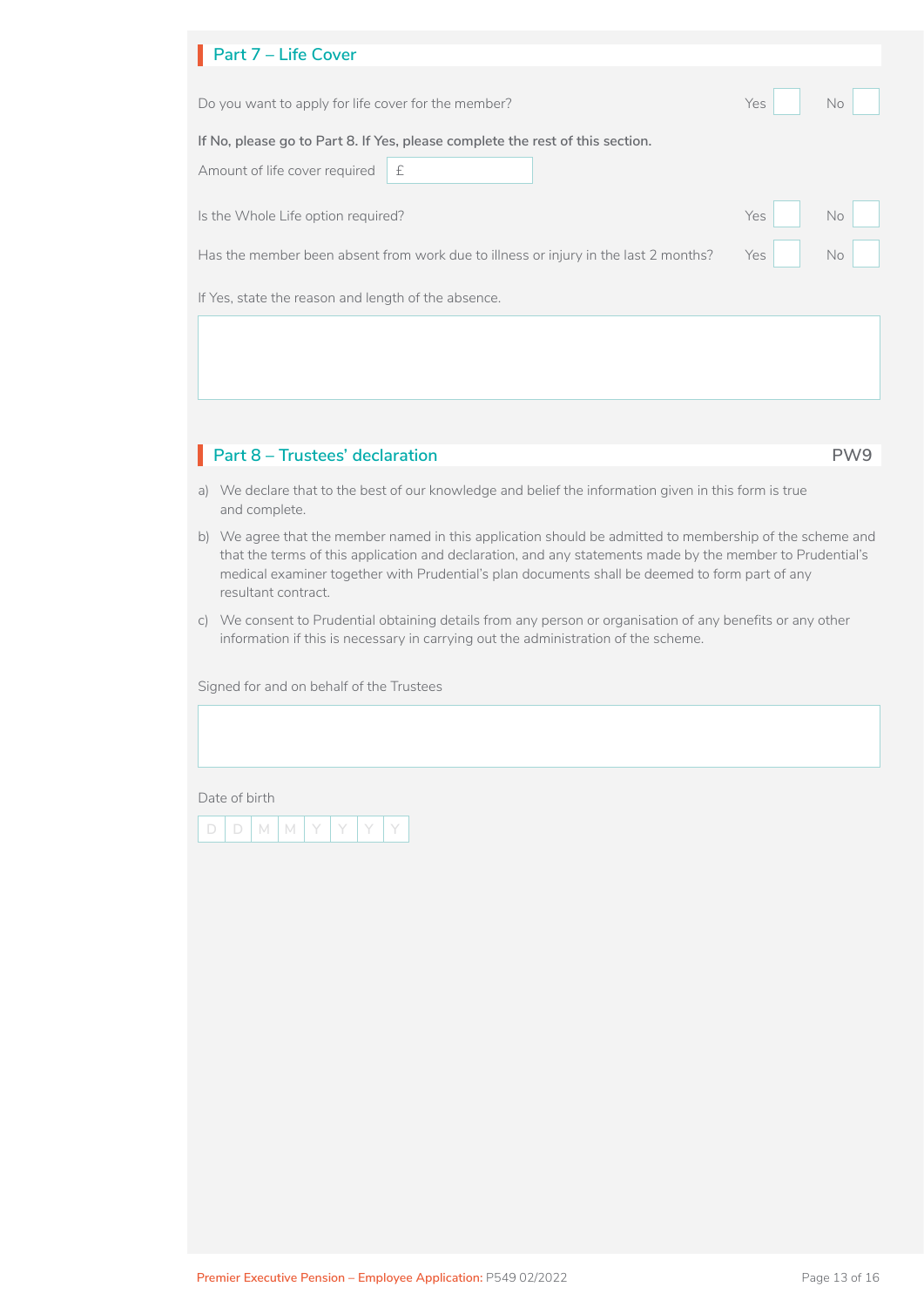## Part 7 – Life Cover

Do you want to apply for life cover for the member? Yes ☐ No ☐

**If No, please go to Part 8. If Yes, please complete the rest of this section.**

Amount of life cover required £

Is the Whole Life option required? Yes ☐ No ☐

Has the member been absent from work due to illness or injury in the last 2 months? Yes ☐ No ☐

If Yes, state the reason and length of the absence.

## Part 8 – Trustees' declaration

PW9

a) We declare that to the best of our knowledge and belief the information given in this form is true and complete.

b) We agree that the member named in this application should be admitted to membership of the scheme and that the terms of this application and declaration, and any statements made by the member to Prudential's medical examiner together with Prudential's plan documents shall be deemed to form part of any resultant contract.

c) We consent to Prudential obtaining details from any person or organisation of any benefits or any other information if this is necessary in carrying out the administration of the scheme.

Signed for and on behalf of the Trustees

Date of birth

D D M M Y Y Y Y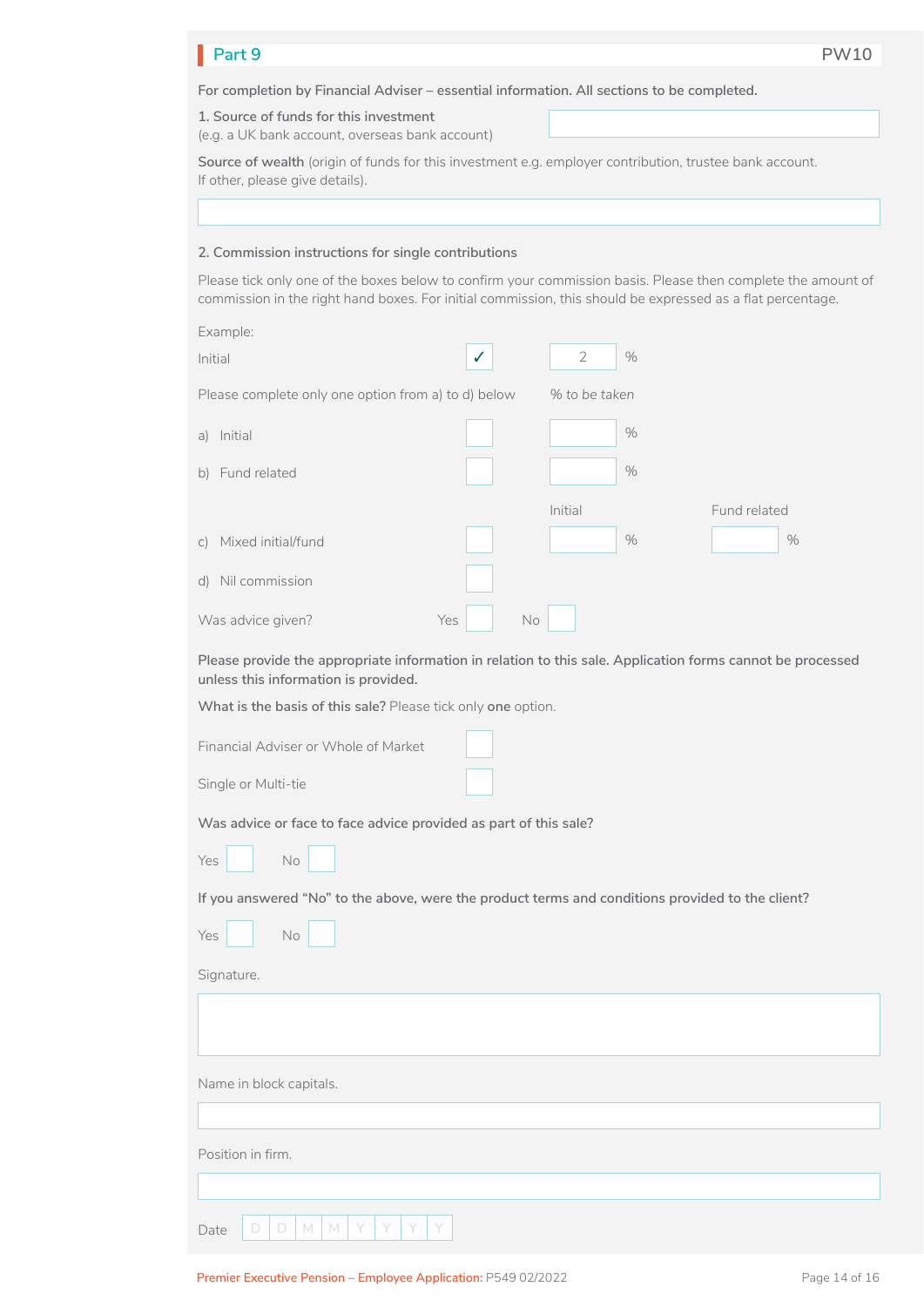## Part 9

PW10

**For completion by Financial Adviser – essential information. All sections to be completed.**

**1. Source of funds for this investment**
(e.g. a UK bank account, overseas bank account)

**Source of wealth** (origin of funds for this investment e.g. employer contribution, trustee bank account. If other, please give details).

**2. Commission instructions for single contributions**

Please tick only one of the boxes below to confirm your commission basis. Please then complete the amount of commission in the right hand boxes. For initial commission, this should be expressed as a flat percentage.

Example:

| | | |
|---|---|---|
| Initial | ✓ | 2 % |

| Please complete only one option from a) to d) below | | % to be taken | |
|---|---|---|---|
| a) Initial | ☐ | % | |
| b) Fund related | ☐ | % | |
| | | Initial | Fund related |
| c) Mixed initial/fund | ☐ | % | % |
| d) Nil commission | ☐ | | |

Was advice given? Yes ☐ No ☐

**Please provide the appropriate information in relation to this sale. Application forms cannot be processed unless this information is provided.**

**What is the basis of this sale?** Please tick only **one** option.

Financial Adviser or Whole of Market ☐

Single or Multi-tie ☐

**Was advice or face to face advice provided as part of this sale?**

Yes ☐ No ☐

**If you answered "No" to the above, were the product terms and conditions provided to the client?**

Yes ☐ No ☐

Signature.

Name in block capitals.

Position in firm.

Date D D M M Y Y Y Y

Premier Executive Pension – Employee Application: P549 02/2022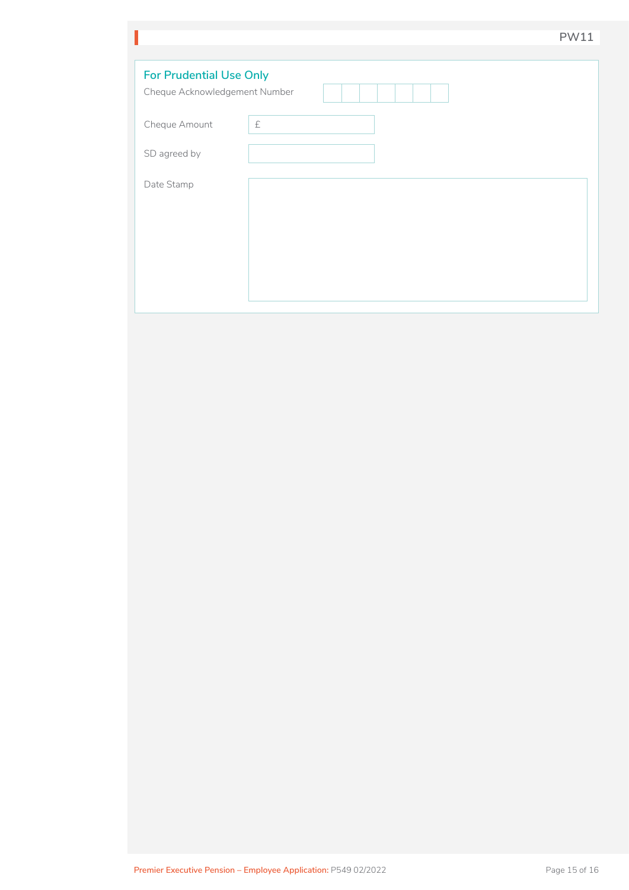PW11

## For Prudential Use Only

Cheque Acknowledgement Number

Cheque Amount £

SD agreed by

Date Stamp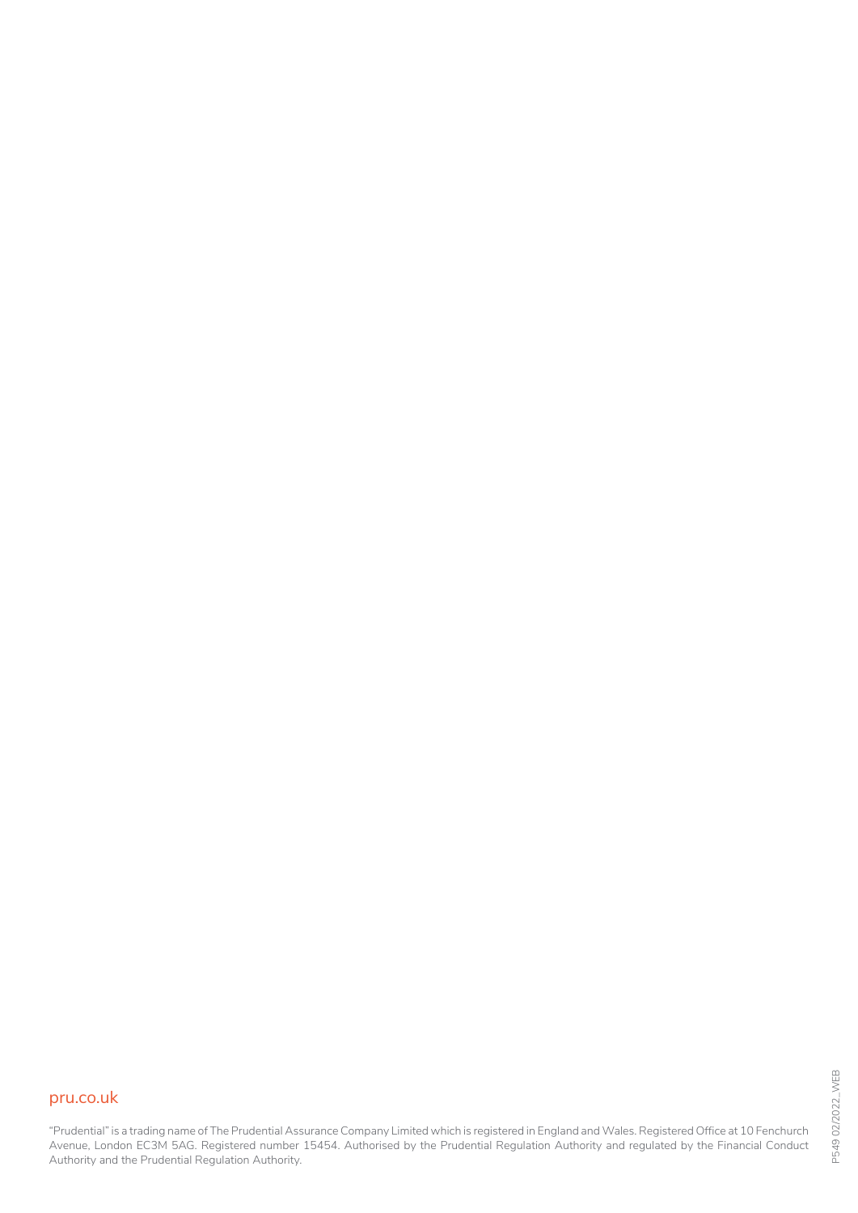pru.co.uk

"Prudential" is a trading name of The Prudential Assurance Company Limited which is registered in England and Wales. Registered Office at 10 Fenchurch Avenue, London EC3M 5AG. Registered number 15454. Authorised by the Prudential Regulation Authority and regulated by the Financial Conduct Authority and the Prudential Regulation Authority.

P549 02/2022_WEB